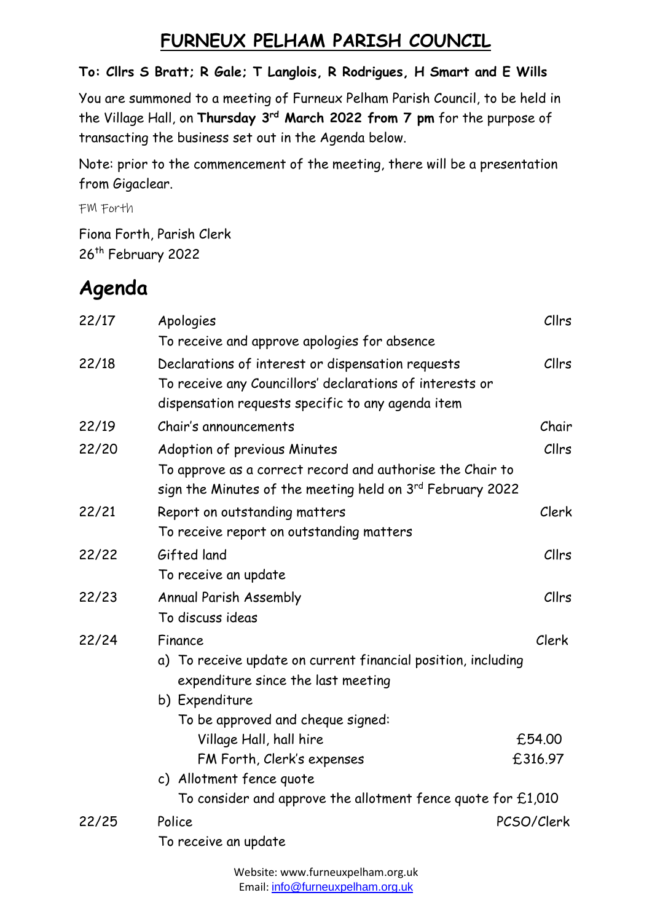# FURNEUX PELHAM PARISH COUNCIL

**To: Cllrs S Bratt; R Gale; T Langlois, R Rodrigues, H Smart and E Wills**

You are summoned to a meeting of Furneux Pelham Parish Council, to be held in the Village Hall, on **Thursday 3rd March 2022 from 7 pm** for the purpose of transacting the business set out in the Agenda below.

Note: prior to the commencement of the meeting, there will be a presentation from Gigaclear.

FM Forth

Fiona Forth, Parish Clerk
26th February 2022

## Agenda

| | | |
|---|---|---|
| 22/17 | Apologies<br>To receive and approve apologies for absence | Cllrs |
| 22/18 | Declarations of interest or dispensation requests<br>To receive any Councillors' declarations of interests or dispensation requests specific to any agenda item | Cllrs |
| 22/19 | Chair's announcements | Chair |
| 22/20 | Adoption of previous Minutes<br>To approve as a correct record and authorise the Chair to sign the Minutes of the meeting held on 3rd February 2022 | Cllrs |
| 22/21 | Report on outstanding matters<br>To receive report on outstanding matters | Clerk |
| 22/22 | Gifted land<br>To receive an update | Cllrs |
| 22/23 | Annual Parish Assembly<br>To discuss ideas | Cllrs |
| 22/24 | Finance<br>a) To receive update on current financial position, including expenditure since the last meeting<br>b) Expenditure<br>To be approved and cheque signed:<br>Village Hall, hall hire £54.00<br>FM Forth, Clerk's expenses £316.97<br>c) Allotment fence quote<br>To consider and approve the allotment fence quote for £1,010 | Clerk |
| 22/25 | Police<br>To receive an update | PCSO/Clerk |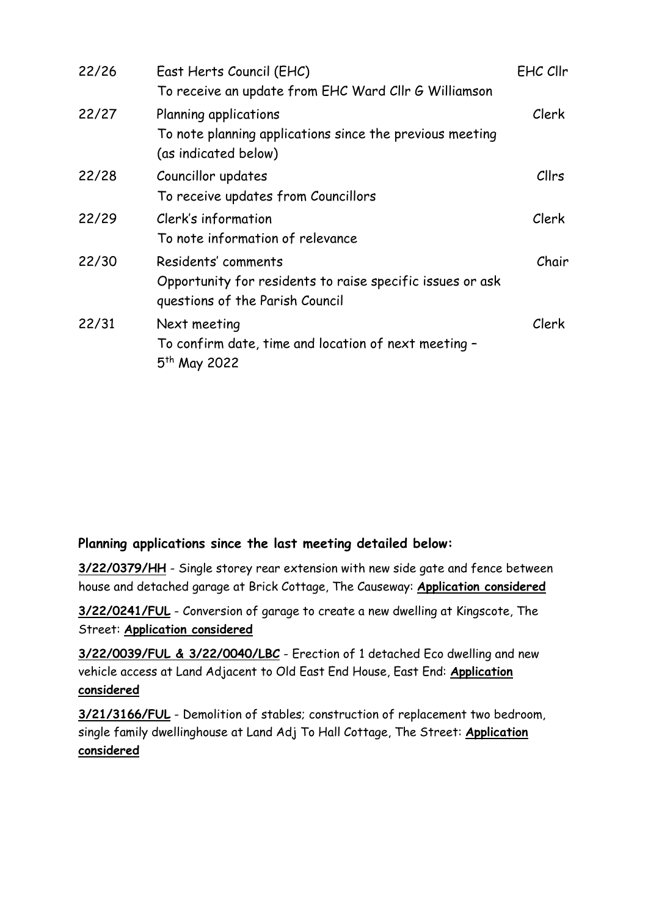| | | |
|---|---|---|
| 22/26 | East Herts Council (EHC)<br>To receive an update from EHC Ward Cllr G Williamson | EHC Cllr |
| 22/27 | Planning applications<br>To note planning applications since the previous meeting (as indicated below) | Clerk |
| 22/28 | Councillor updates<br>To receive updates from Councillors | Cllrs |
| 22/29 | Clerk's information<br>To note information of relevance | Clerk |
| 22/30 | Residents' comments<br>Opportunity for residents to raise specific issues or ask questions of the Parish Council | Chair |
| 22/31 | Next meeting<br>To confirm date, time and location of next meeting – 5th May 2022 | Clerk |

**Planning applications since the last meeting detailed below:**

**3/22/0379/HH** - Single storey rear extension with new side gate and fence between house and detached garage at Brick Cottage, The Causeway: **Application considered**

**3/22/0241/FUL** - Conversion of garage to create a new dwelling at Kingscote, The Street: **Application considered**

**3/22/0039/FUL & 3/22/0040/LBC** - Erection of 1 detached Eco dwelling and new vehicle access at Land Adjacent to Old East End House, East End: **Application considered**

**3/21/3166/FUL** - Demolition of stables; construction of replacement two bedroom, single family dwellinghouse at Land Adj To Hall Cottage, The Street: **Application considered**